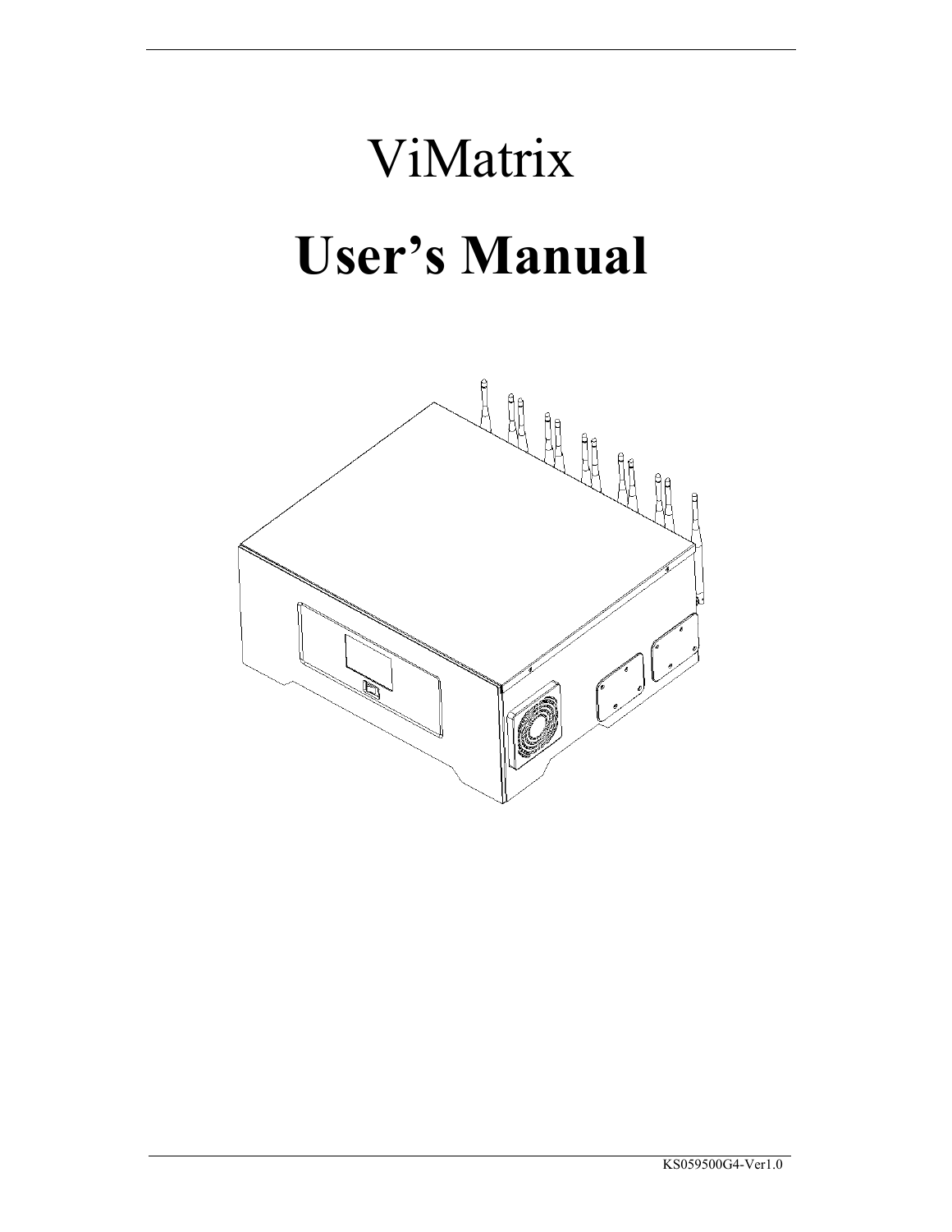# ViMatrix

# User's Manual

KS059500G4-Ver1.0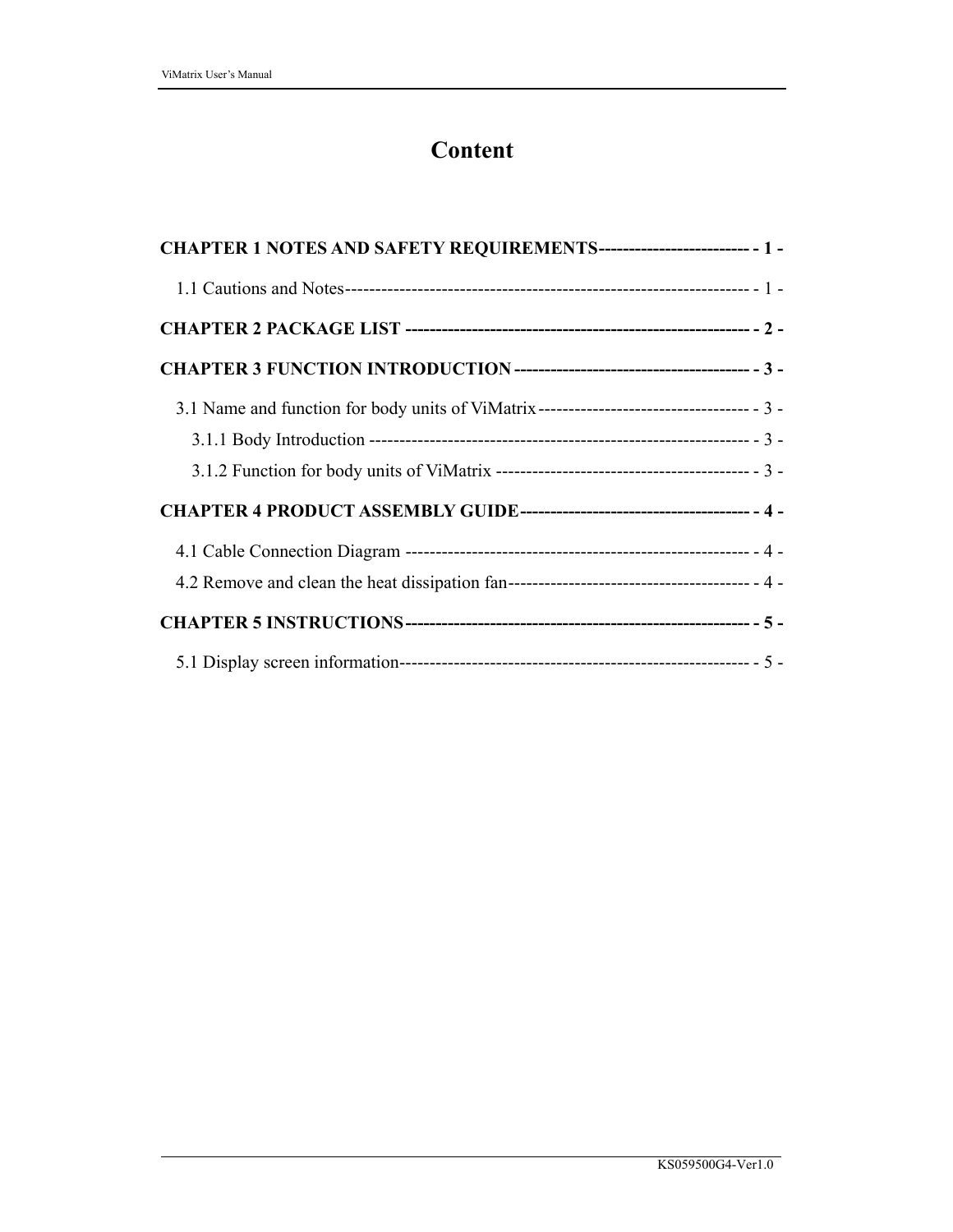# Content

**CHAPTER 1 NOTES AND SAFETY REQUIREMENTS-------------------------- - 1 -**

1.1 Cautions and Notes------------------------------------------------------------------- - 1 -

**CHAPTER 2 PACKAGE LIST ---------------------------------------------------------- - 2 -**

**CHAPTER 3 FUNCTION INTRODUCTION --------------------------------------- - 3 -**

3.1 Name and function for body units of ViMatrix----------------------------------- - 3 -

3.1.1 Body Introduction ---------------------------------------------------------------- - 3 -

3.1.2 Function for body units of ViMatrix ------------------------------------------ - 3 -

**CHAPTER 4 PRODUCT ASSEMBLY GUIDE--------------------------------------- - 4 -**

4.1 Cable Connection Diagram --------------------------------------------------------- - 4 -

4.2 Remove and clean the heat dissipation fan---------------------------------------- - 4 -

**CHAPTER 5 INSTRUCTIONS---------------------------------------------------------- - 5 -**

5.1 Display screen information---------------------------------------------------------- - 5 -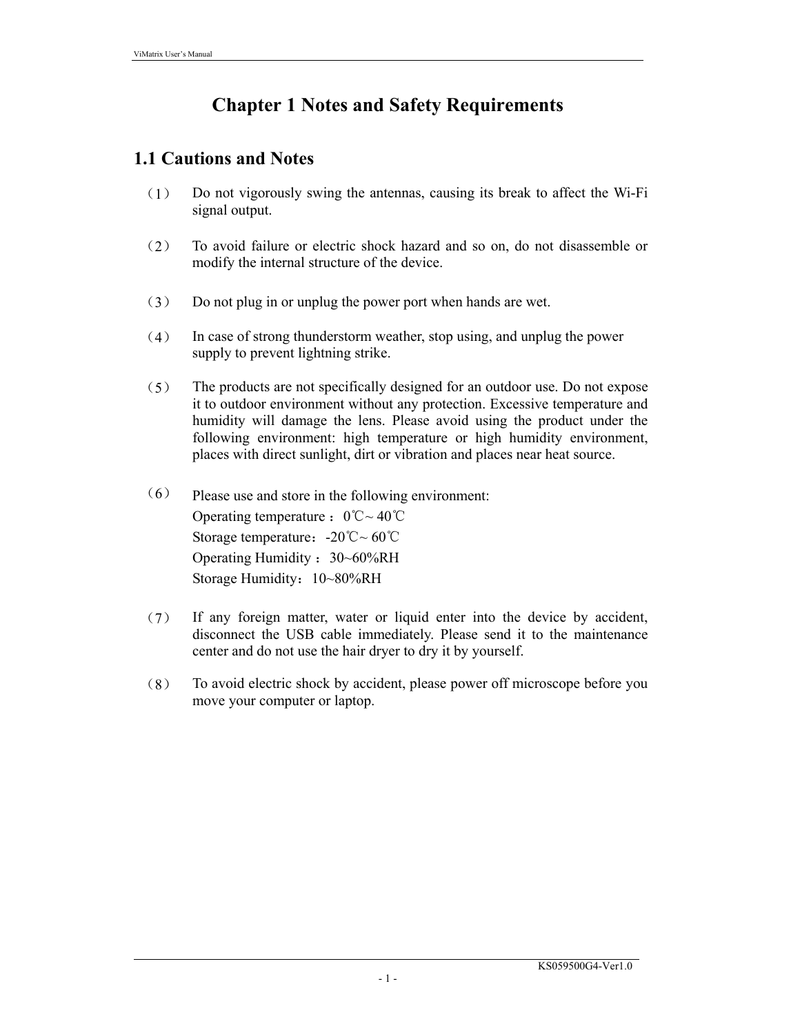# Chapter 1 Notes and Safety Requirements

## 1.1 Cautions and Notes

（1） Do not vigorously swing the antennas, causing its break to affect the Wi-Fi signal output.

（2） To avoid failure or electric shock hazard and so on, do not disassemble or modify the internal structure of the device.

（3） Do not plug in or unplug the power port when hands are wet.

（4） In case of strong thunderstorm weather, stop using, and unplug the power supply to prevent lightning strike.

（5） The products are not specifically designed for an outdoor use. Do not expose it to outdoor environment without any protection. Excessive temperature and humidity will damage the lens. Please avoid using the product under the following environment: high temperature or high humidity environment, places with direct sunlight, dirt or vibration and places near heat source.

（6） Please use and store in the following environment:
Operating temperature ：0℃~ 40℃
Storage temperature：-20℃~ 60℃
Operating Humidity ：30~60%RH
Storage Humidity：10~80%RH

（7） If any foreign matter, water or liquid enter into the device by accident, disconnect the USB cable immediately. Please send it to the maintenance center and do not use the hair dryer to dry it by yourself.

（8） To avoid electric shock by accident, please power off microscope before you move your computer or laptop.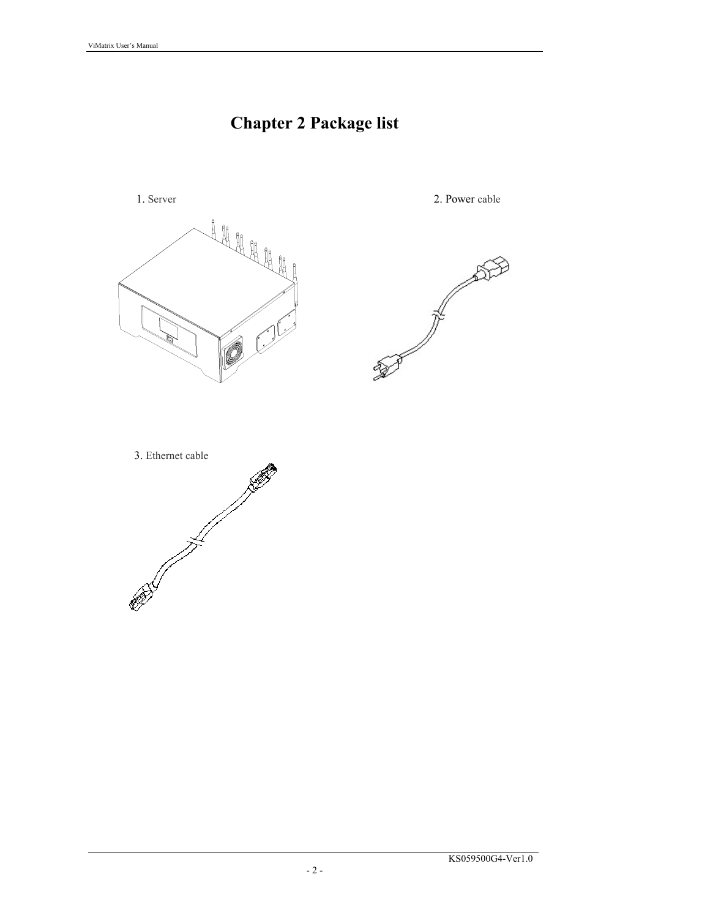# Chapter 2 Package list

1. Server

2. Power cable

3. Ethernet cable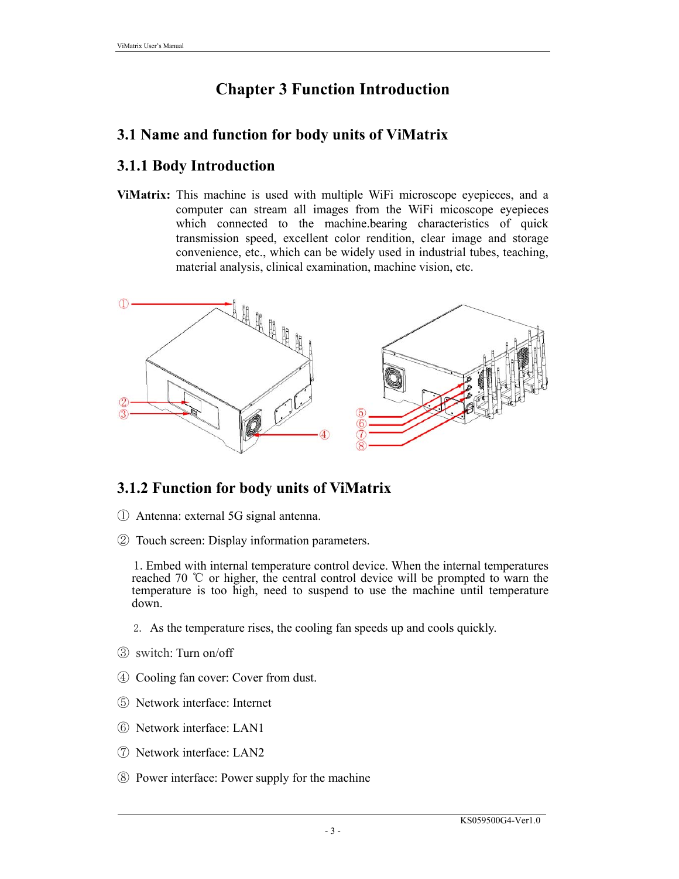# Chapter 3 Function Introduction

## 3.1 Name and function for body units of ViMatrix

### 3.1.1 Body Introduction

**ViMatrix:** This machine is used with multiple WiFi microscope eyepieces, and a computer can stream all images from the WiFi micoscope eyepieces which connected to the machine.bearing characteristics of quick transmission speed, excellent color rendition, clear image and storage convenience, etc., which can be widely used in industrial tubes, teaching, material analysis, clinical examination, machine vision, etc.

### 3.1.2 Function for body units of ViMatrix

① Antenna: external 5G signal antenna.

② Touch screen: Display information parameters.

1. Embed with internal temperature control device. When the internal temperatures reached 70 ℃ or higher, the central control device will be prompted to warn the temperature is too high, need to suspend to use the machine until temperature down.

2. As the temperature rises, the cooling fan speeds up and cools quickly.

③ switch: Turn on/off

④ Cooling fan cover: Cover from dust.

⑤ Network interface: Internet

⑥ Network interface: LAN1

⑦ Network interface: LAN2

⑧ Power interface: Power supply for the machine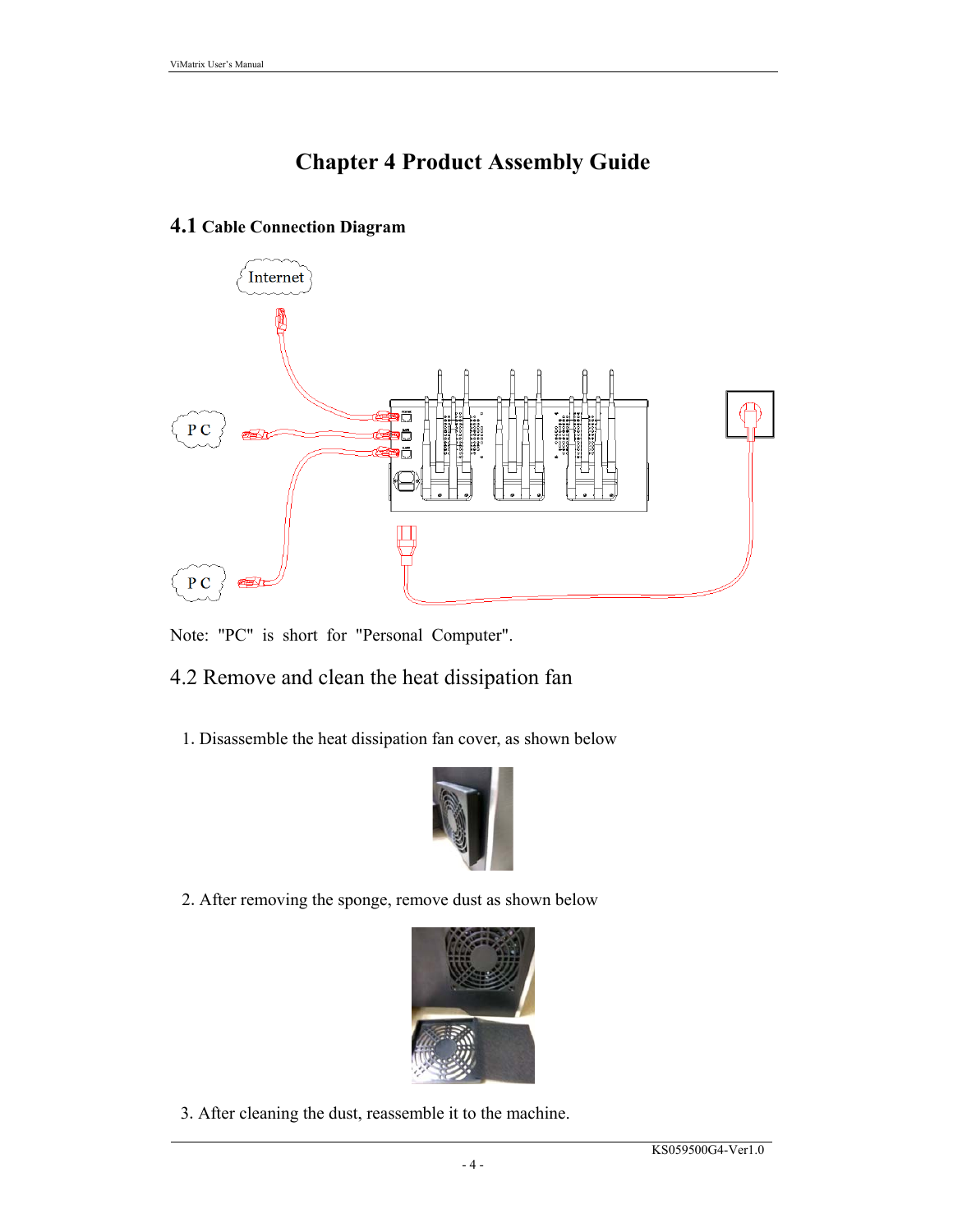# Chapter 4 Product Assembly Guide

## 4.1 Cable Connection Diagram

Internet

P C

P C

Note: "PC" is short for "Personal Computer".

## 4.2 Remove and clean the heat dissipation fan

1. Disassemble the heat dissipation fan cover, as shown below

2. After removing the sponge, remove dust as shown below

3. After cleaning the dust, reassemble it to the machine.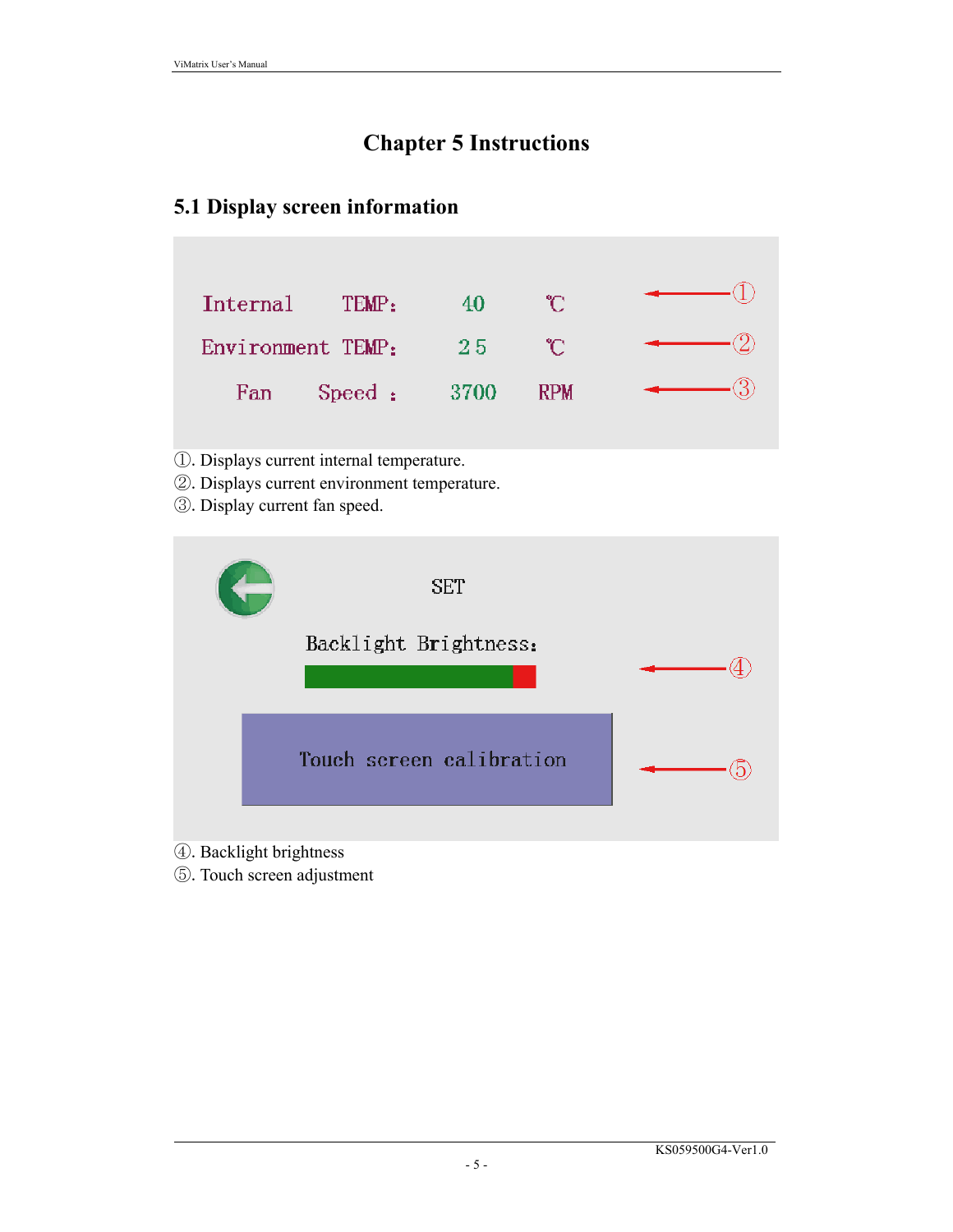# Chapter 5 Instructions

## 5.1 Display screen information

Internal TEMP: 40 ℃ ①

Environment TEMP: 25 ℃ ②

Fan Speed : 3700 RPM ③

①. Displays current internal temperature.
②. Displays current environment temperature.
③. Display current fan speed.

SET

Backlight Brightness: ④

Touch screen calibration ⑤

④. Backlight brightness
⑤. Touch screen adjustment